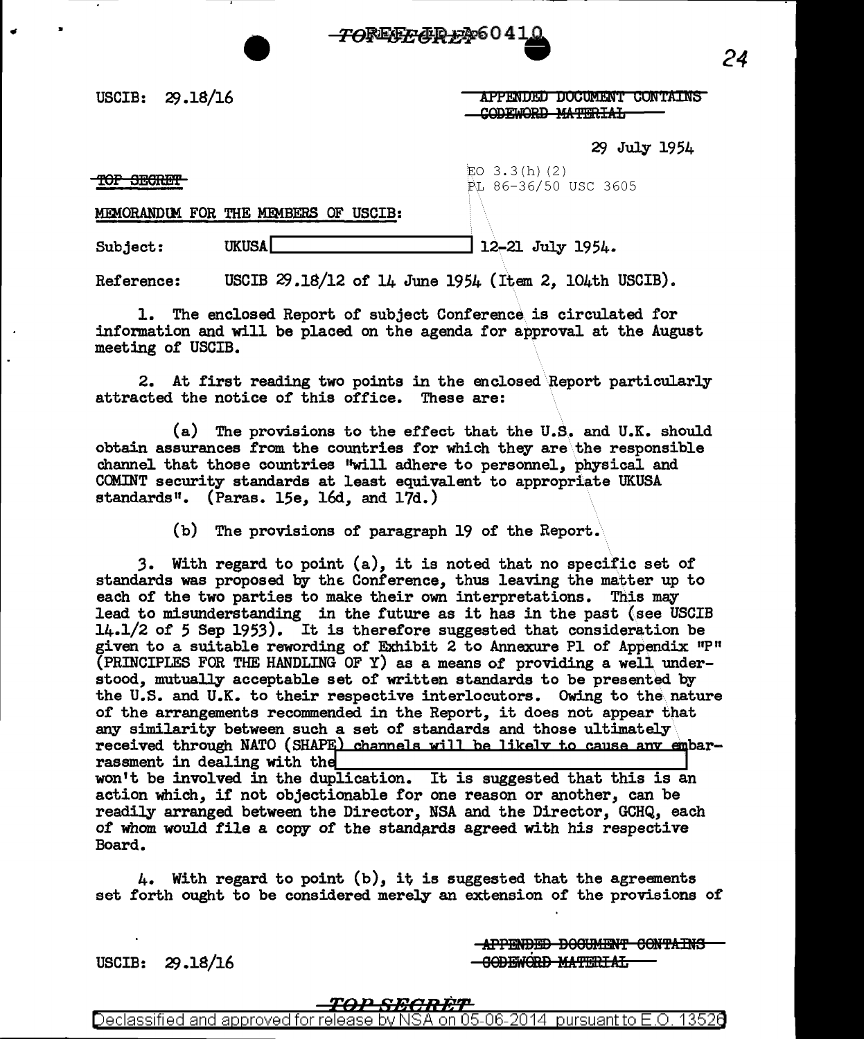TOP SECRET

USCIB: 29.18/16

APPENDED DOCUMENT CONTAINS CODEWORD MATERIAL

29 July 1954

TOP SECRET

EO 3.3(h)(2)
PL 86-36/50 USC 3605

MEMORANDUM FOR THE MEMBERS OF USCIB:

Subject: UKUSA [REDACTED] 12-21 July 1954.

Reference: USCIB 29.18/12 of 14 June 1954 (Item 2, 104th USCIB).

1. The enclosed Report of subject Conference is circulated for information and will be placed on the agenda for approval at the August meeting of USCIB.

2. At first reading two points in the enclosed Report particularly attracted the notice of this office. These are:

(a) The provisions to the effect that the U.S. and U.K. should obtain assurances from the countries for which they are the responsible channel that those countries "will adhere to personnel, physical and COMINT security standards at least equivalent to appropriate UKUSA standards". (Paras. 15e, 16d, and 17d.)

(b) The provisions of paragraph 19 of the Report.

3. With regard to point (a), it is noted that no specific set of standards was proposed by the Conference, thus leaving the matter up to each of the two parties to make their own interpretations. This may lead to misunderstanding in the future as it has in the past (see USCIB 14.1/2 of 5 Sep 1953). It is therefore suggested that consideration be given to a suitable rewording of Exhibit 2 to Annexure P1 of Appendix "P" (PRINCIPLES FOR THE HANDLING OF Y) as a means of providing a well understood, mutually acceptable set of written standards to be presented by the U.S. and U.K. to their respective interlocutors. Owing to the nature of the arrangements recommended in the Report, it does not appear that any similarity between such a set of standards and those ultimately received through NATO (SHAPE) channels will be likely to cause any embarrassment in dealing with the [REDACTED] won't be involved in the duplication. It is suggested that this is an action which, if not objectionable for one reason or another, can be readily arranged between the Director, NSA and the Director, GCHQ, each of whom would file a copy of the standards agreed with his respective Board.

4. With regard to point (b), it is suggested that the agreements set forth ought to be considered merely an extension of the provisions of

USCIB: 29.18/16

APPENDED DOCUMENT CONTAINS CODEWORD MATERIAL

TOP SECRET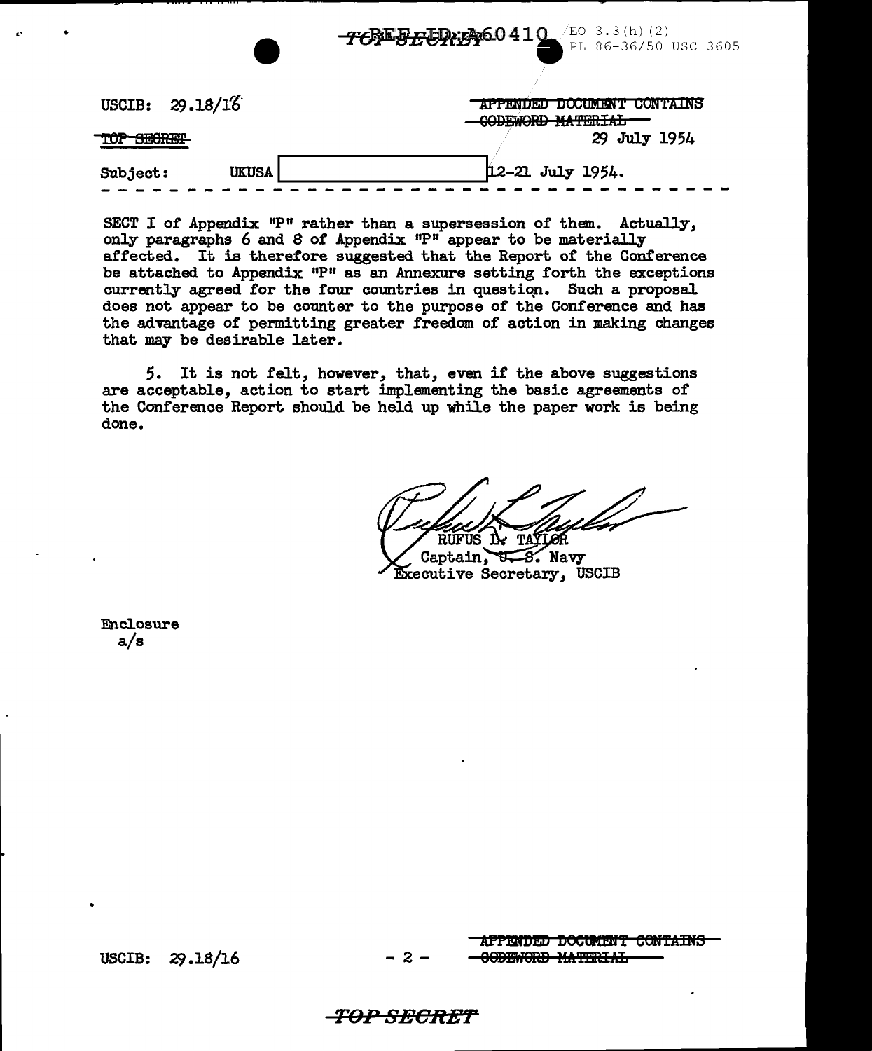REF ID:A60410 — EO 3.3(h)(2) PL 86-36/50 USC 3605

USCIB: 29.18/16

~~APPENDED DOCUMENT CONTAINS CODEWORD MATERIAL~~

~~TOP SECRET~~

29 July 1954

Subject: UKUSA [ ] 12-21 July 1954.

- - - - - - - - - - - - - - - - - - - - - - - - - - - - - -

SECT I of Appendix "P" rather than a supersession of them. Actually, only paragraphs 6 and 8 of Appendix "P" appear to be materially affected. It is therefore suggested that the Report of the Conference be attached to Appendix "P" as an Annexure setting forth the exceptions currently agreed for the four countries in question. Such a proposal does not appear to be counter to the purpose of the Conference and has the advantage of permitting greater freedom of action in making changes that may be desirable later.

5. It is not felt, however, that, even if the above suggestions are acceptable, action to start implementing the basic agreements of the Conference Report should be held up while the paper work is being done.

RUFUS L. TAYLOR
Captain, ~~U. S.~~ Navy
Executive Secretary, USCIB

Enclosure
a/s

USCIB: 29.18/16

~~APPENDED DOCUMENT CONTAINS CODEWORD MATERIAL~~

~~TOP SECRET~~